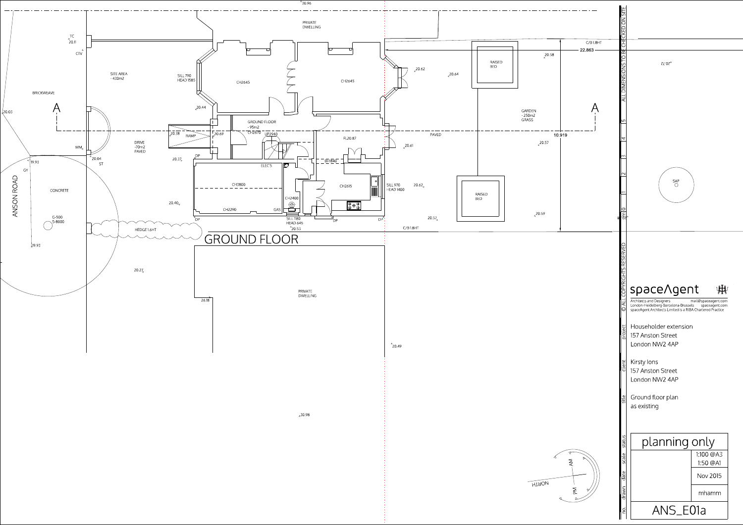# GROUND FLOOR

PRIVATE DWELLING

SITE AREA
- 430m2

BRICKWEAVE

DRIVE
-70m2
PAVED

GROUND FLOOR
- 95m2

GARDEN
- 250m2
GRASS

RAISED BED

RAISED BED

PAVED

ANSON ROAD

CONCRETE

HEDGE 1.6HT

C/B 1.8HT

SILL 790
HEAD 1585

SILL 970
HEAD 1400

SILL 1180
HEAD 645

CH2645

CH2645

CH2670

UP2940

FL20.87

BH1840

CH3800

CH2290

CH2400

CH2615

ELEC'S

GAS

RAMP

A

A

22.863

10.919

TC 20.11

CTV

WM

ST

GY

G-500
S-8000

DP

SAP

30.96, 20.03, 20.44, 20.38, 20.69, 20.37, 20.40, 20.04, 19.93, 19.93, 20.27, 26.18, 20.53, 20.62, 20.64, 20.58, 20.61, 20.57, 20.62, 20.57, 20.59, 20.72, 20.49, 30.98

NORTH

AM

PM

ALL DIMENSIONS TO BE CHECKED ON SITE

© ALL COPYRIGHTS RESERVED

**spaceAgent**

Architects and Designers
London-Heidelberg-Barcelona-Brussels
spaceAgent Architects Limited is a RIBA Chartered Practice
mail@spaceagent.com
spaceagent.com

| | |
|---|---|
| project | Householder extension<br>157 Anston Street<br>London NW2 4AP |
| client | Kirsty Ions<br>157 Anston Street<br>London NW2 4AP |
| title | Ground floor plan<br>as existing |
| status | planning only |
| scale | 1:100 @A3<br>1:50 @A1 |
| date | Nov 2015 |
| drawn | mhamm |
| no. | ANS_E01a |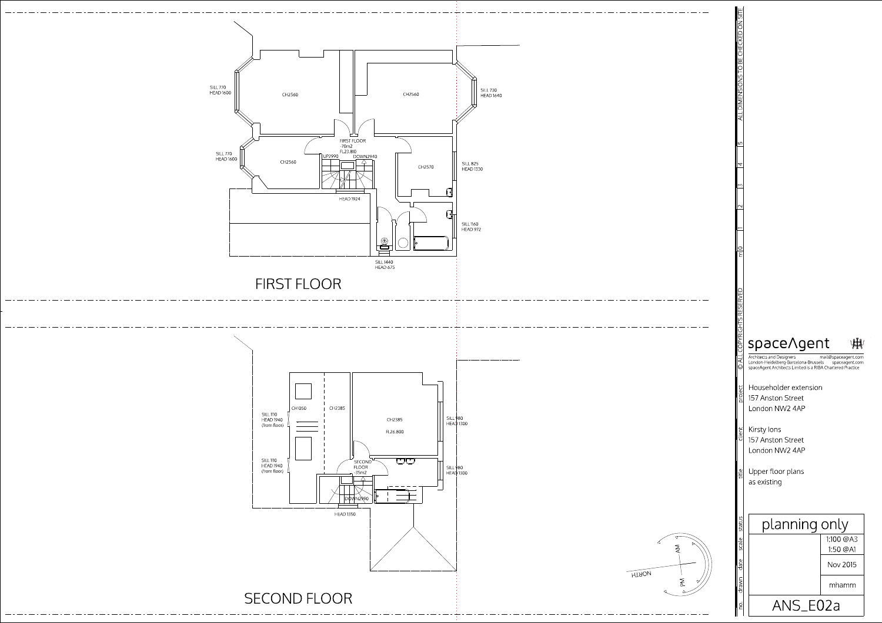## FIRST FLOOR

SILL 770
HEAD 1600

CH2560

CH2560

SILL 730
HEAD 1640

SILL 770
HEAD 1600

CH2560

FIRST FLOOR
-70m2
FL23.810

UP2990

DOWN2940

CH2570

SILL 825
HEAD 1330

HEAD 1924

SILL 1160
HEAD 972

SILL 1440
HEAD 675

## SECOND FLOOR

SILL 1110
HEAD 1940
(from floor)

CH1050

CH2385

CH2385

FL26.800

SILL 980
HEAD 1300

SILL 1110
HEAD 1940
(from floor)

SECOND
FLOOR
-35m2

SILL 980
HEAD 1300

DOWN2990

HEAD 1350

NORTH

AM

PM

ALL DIMENSIONS TO BE CHECKED ON SITE

m 0 1 2 3 4 5

© ALL COPYRIGHTS RESERVED

**spaceAgent**

Architects and Designers mail@spaceagent.com
London-Heidelberg-Barcelona-Brussels spaceagent.com
spaceAgent Architects Limited is a RIBA Chartered Practice

| | |
|---|---|
| project | Householder extension<br>157 Anston Street<br>London NW2 4AP |
| client | Kirsty Ions<br>157 Anston Street<br>London NW2 4AP |
| title | Upper floor plans<br>as existing |
| status | planning only |
| scale | 1:100 @A3<br>1:50 @A1 |
| date | Nov 2015 |
| drawn | mhamm |
| no. | ANS_E02a |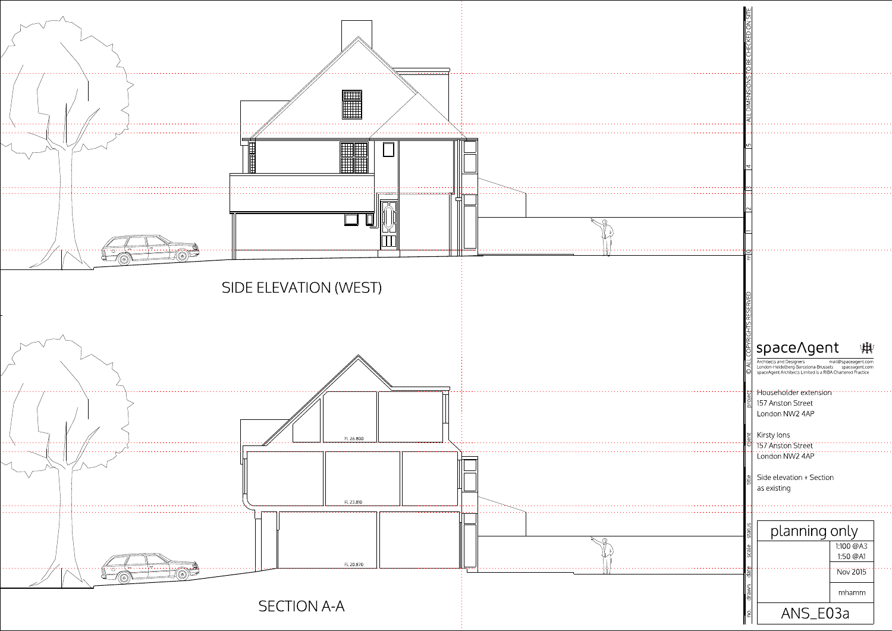ALL DIMENSIONS TO BE CHECKED ON SITE

m 0 1 2 3 4 5

## SIDE ELEVATION (WEST)

FL 26.800

FL 23.810

FL 20.870

## SECTION A-A

© ALL COPYRIGHTS RESERVED

spaceAgent

Architects and Designers mail@spaceagent.com
London-Heidelberg-Barcelona-Brussels spaceagent.com
spaceAgent Architects Limited is a RIBA Chartered Practice

| | |
|---|---|
| project | Householder extension<br>157 Anston Street<br>London NW2 4AP |
| client | Kirsty Ions<br>157 Anston Street<br>London NW2 4AP |
| title | Side elevation + Section<br>as existing |
| status | planning only |
| scale | 1:100 @A3<br>1:50 @A1 |
| date | Nov 2015 |
| drawn | mhamm |
| no. | ANS_E03a |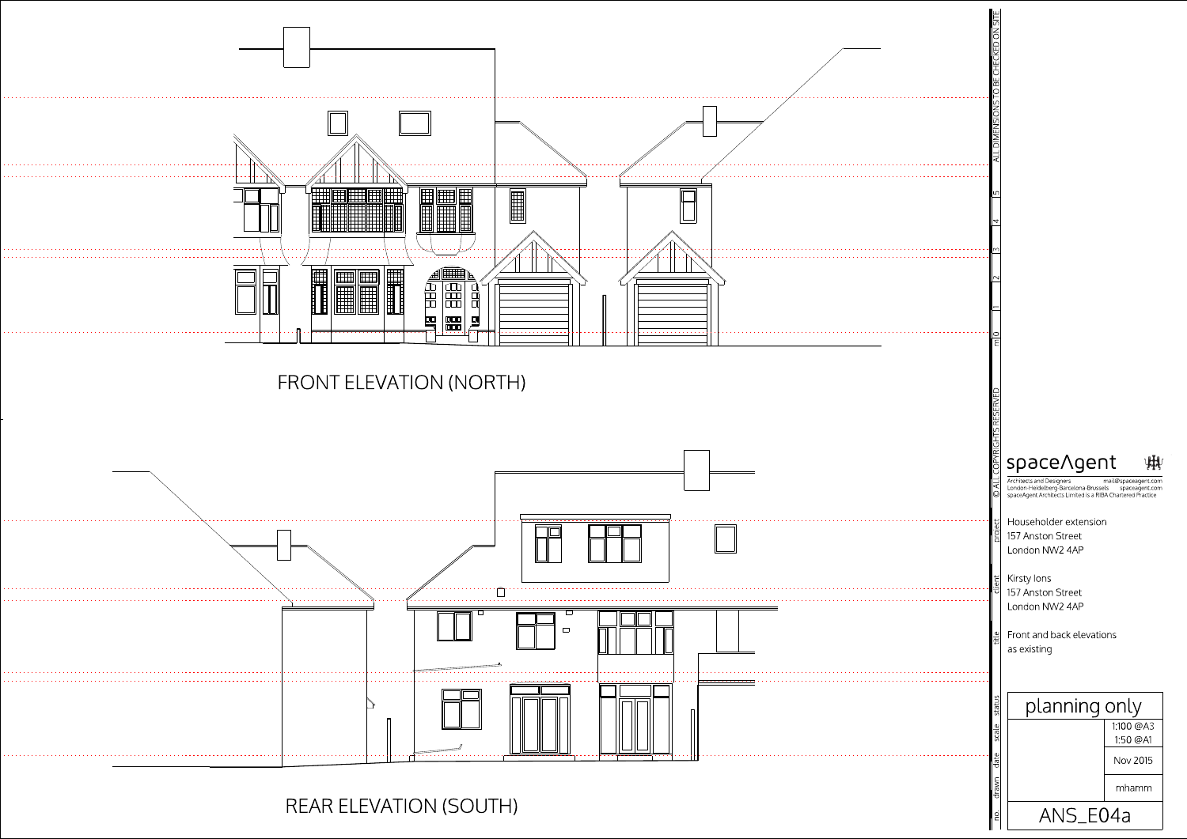FRONT ELEVATION (NORTH)

REAR ELEVATION (SOUTH)

ALL DIMENSIONS TO BE CHECKED ON SITE

m 0 1 2 3 4 5

© ALL COPYRIGHTS RESERVED

spaceAgent

Architects and Designers
London-Heidelberg-Barcelona-Brussels
spaceAgent Architects Limited is a RIBA Chartered Practice

mail@spaceagent.com
spaceagent.com

project: Householder extension
157 Anston Street
London NW2 4AP

client: Kirsty Ions
157 Anston Street
London NW2 4AP

title: Front and back elevations
as existing

status: planning only

scale: 1:100 @A3
1:50 @A1

date: Nov 2015

drawn: mhamm

no.: ANS_E04a